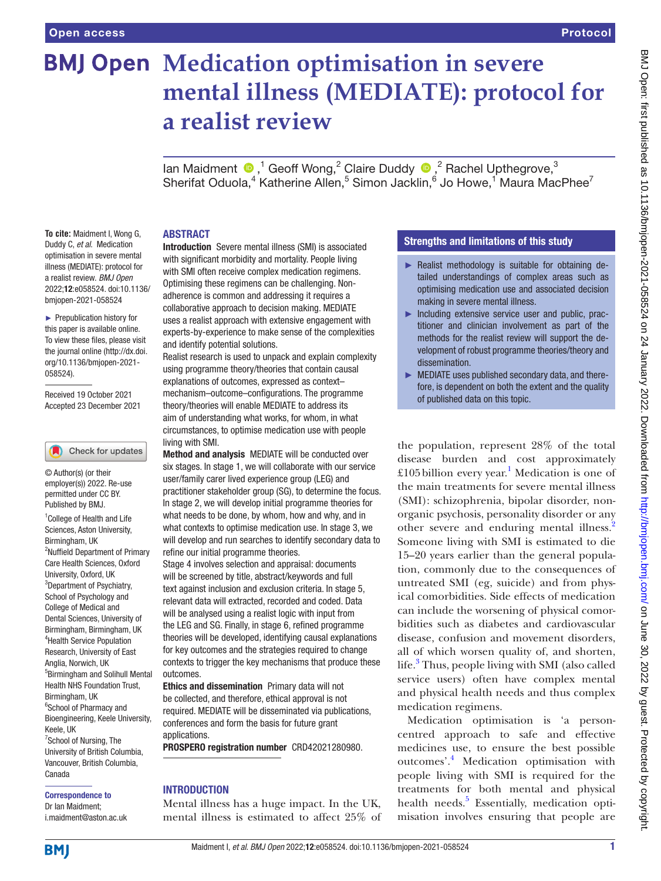Open access

Protocol

# Medication optimisation in severe mental illness (MEDIATE): protocol for a realist review

Ian Maidment,[1] Geoff Wong,[2] Claire Duddy,[2] Rachel Upthegrove,[3] Sherifat Oduola,[4] Katherine Allen,[5] Simon Jacklin,[6] Jo Howe,[1] Maura MacPhee[7]

**To cite:** Maidment I, Wong G, Duddy C, *et al.* Medication optimisation in severe mental illness (MEDIATE): protocol for a realist review. *BMJ Open* 2022;**12**:e058524. doi:10.1136/bmjopen-2021-058524

► Prepublication history for this paper is available online. To view these files, please visit the journal online (http://dx.doi.org/10.1136/bmjopen-2021-058524).

Received 19 October 2021
Accepted 23 December 2021

© Author(s) (or their employer(s)) 2022. Re-use permitted under CC BY. Published by BMJ.

[1]College of Health and Life Sciences, Aston University, Birmingham, UK
[2]Nuffield Department of Primary Care Health Sciences, Oxford University, Oxford, UK
[3]Department of Psychiatry, School of Psychology and College of Medical and Dental Sciences, University of Birmingham, Birmingham, UK
[4]Health Service Population Research, University of East Anglia, Norwich, UK
[5]Birmingham and Solihull Mental Health NHS Foundation Trust, Birmingham, UK
[6]School of Pharmacy and Bioengineering, Keele University, Keele, UK
[7]School of Nursing, The University of British Columbia, Vancouver, British Columbia, Canada

**Correspondence to**
Dr Ian Maidment;
i.maidment@aston.ac.uk

## ABSTRACT

**Introduction** Severe mental illness (SMI) is associated with significant morbidity and mortality. People living with SMI often receive complex medication regimens. Optimising these regimens can be challenging. Non-adherence is common and addressing it requires a collaborative approach to decision making. MEDIATE uses a realist approach with extensive engagement with experts-by-experience to make sense of the complexities and identify potential solutions.

Realist research is used to unpack and explain complexity using programme theory/theories that contain causal explanations of outcomes, expressed as context–mechanism–outcome–configurations. The programme theory/theories will enable MEDIATE to address its aim of understanding what works, for whom, in what circumstances, to optimise medication use with people living with SMI.

**Method and analysis** MEDIATE will be conducted over six stages. In stage 1, we will collaborate with our service user/family carer lived experience group (LEG) and practitioner stakeholder group (SG), to determine the focus. In stage 2, we will develop initial programme theories for what needs to be done, by whom, how and why, and in what contexts to optimise medication use. In stage 3, we will develop and run searches to identify secondary data to refine our initial programme theories.

Stage 4 involves selection and appraisal: documents will be screened by title, abstract/keywords and full text against inclusion and exclusion criteria. In stage 5, relevant data will extracted, recorded and coded. Data will be analysed using a realist logic with input from the LEG and SG. Finally, in stage 6, refined programme theories will be developed, identifying causal explanations for key outcomes and the strategies required to change contexts to trigger the key mechanisms that produce these outcomes.

**Ethics and dissemination** Primary data will not be collected, and therefore, ethical approval is not required. MEDIATE will be disseminated via publications, conferences and form the basis for future grant applications.

**PROSPERO registration number** CRD42021280980.

## Strengths and limitations of this study

- ► Realist methodology is suitable for obtaining detailed understandings of complex areas such as optimising medication use and associated decision making in severe mental illness.
- ► Including extensive service user and public, practitioner and clinician involvement as part of the methods for the realist review will support the development of robust programme theories/theory and dissemination.
- ► MEDIATE uses published secondary data, and therefore, is dependent on both the extent and the quality of published data on this topic.

## INTRODUCTION

Mental illness has a huge impact. In the UK, mental illness is estimated to affect 25% of the population, represent 28% of the total disease burden and cost approximately £105 billion every year.[1] Medication is one of the main treatments for severe mental illness (SMI): schizophrenia, bipolar disorder, non-organic psychosis, personality disorder or any other severe and enduring mental illness.[2] Someone living with SMI is estimated to die 15–20 years earlier than the general population, commonly due to the consequences of untreated SMI (eg, suicide) and from physical comorbidities. Side effects of medication can include the worsening of physical comorbidities such as diabetes and cardiovascular disease, confusion and movement disorders, all of which worsen quality of, and shorten, life.[3] Thus, people living with SMI (also called service users) often have complex mental and physical health needs and thus complex medication regimens.

Medication optimisation is 'a person-centred approach to safe and effective medicines use, to ensure the best possible outcomes'.[4] Medication optimisation with people living with SMI is required for the treatments for both mental and physical health needs.[5] Essentially, medication optimisation involves ensuring that people are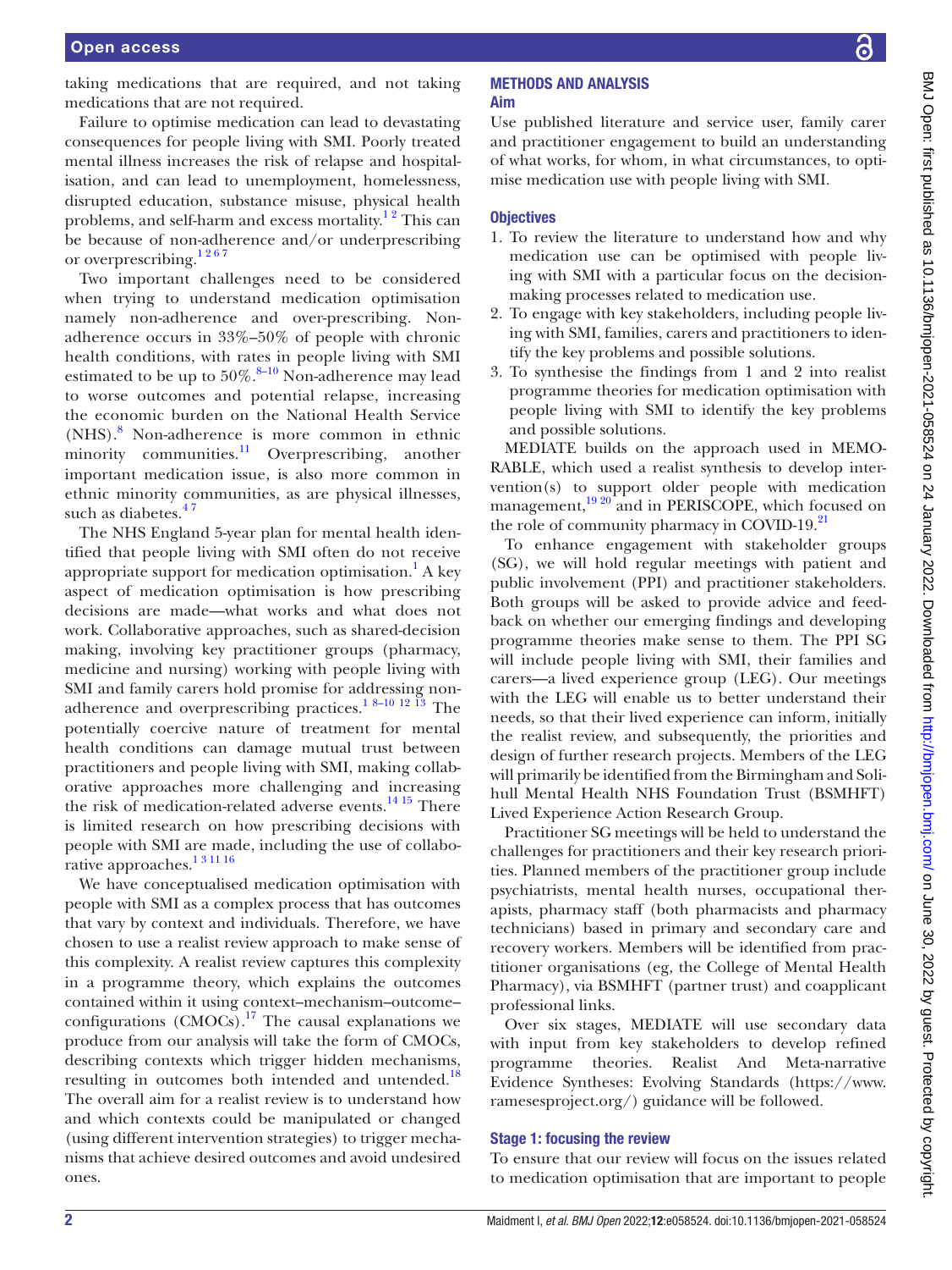taking medications that are required, and not taking medications that are not required.

Failure to optimise medication can lead to devastating consequences for people living with SMI. Poorly treated mental illness increases the risk of relapse and hospitalisation, and can lead to unemployment, homelessness, disrupted education, substance misuse, physical health problems, and self-harm and excess mortality.[1 2] This can be because of non-adherence and/or underprescribing or overprescribing.[1 2 6 7]

Two important challenges need to be considered when trying to understand medication optimisation namely non-adherence and over-prescribing. Non-adherence occurs in 33%–50% of people with chronic health conditions, with rates in people living with SMI estimated to be up to 50%.[8–10] Non-adherence may lead to worse outcomes and potential relapse, increasing the economic burden on the National Health Service (NHS).[8] Non-adherence is more common in ethnic minority communities.[11] Overprescribing, another important medication issue, is also more common in ethnic minority communities, as are physical illnesses, such as diabetes.[4 7]

The NHS England 5-year plan for mental health identified that people living with SMI often do not receive appropriate support for medication optimisation.[1] A key aspect of medication optimisation is how prescribing decisions are made—what works and what does not work. Collaborative approaches, such as shared-decision making, involving key practitioner groups (pharmacy, medicine and nursing) working with people living with SMI and family carers hold promise for addressing non-adherence and overprescribing practices.[1 8–10 12 13] The potentially coercive nature of treatment for mental health conditions can damage mutual trust between practitioners and people living with SMI, making collaborative approaches more challenging and increasing the risk of medication-related adverse events.[14 15] There is limited research on how prescribing decisions with people with SMI are made, including the use of collaborative approaches.[1 3 11 16]

We have conceptualised medication optimisation with people with SMI as a complex process that has outcomes that vary by context and individuals. Therefore, we have chosen to use a realist review approach to make sense of this complexity. A realist review captures this complexity in a programme theory, which explains the outcomes contained within it using context–mechanism–outcome–configurations (CMOCs).[17] The causal explanations we produce from our analysis will take the form of CMOCs, describing contexts which trigger hidden mechanisms, resulting in outcomes both intended and untended.[18] The overall aim for a realist review is to understand how and which contexts could be manipulated or changed (using different intervention strategies) to trigger mechanisms that achieve desired outcomes and avoid undesired ones.

## METHODS AND ANALYSIS

### Aim

Use published literature and service user, family carer and practitioner engagement to build an understanding of what works, for whom, in what circumstances, to optimise medication use with people living with SMI.

### Objectives

1. To review the literature to understand how and why medication use can be optimised with people living with SMI with a particular focus on the decision-making processes related to medication use.
2. To engage with key stakeholders, including people living with SMI, families, carers and practitioners to identify the key problems and possible solutions.
3. To synthesise the findings from 1 and 2 into realist programme theories for medication optimisation with people living with SMI to identify the key problems and possible solutions.

MEDIATE builds on the approach used in MEMORABLE, which used a realist synthesis to develop intervention(s) to support older people with medication management,[19 20] and in PERISCOPE, which focused on the role of community pharmacy in COVID-19.[21]

To enhance engagement with stakeholder groups (SG), we will hold regular meetings with patient and public involvement (PPI) and practitioner stakeholders. Both groups will be asked to provide advice and feedback on whether our emerging findings and developing programme theories make sense to them. The PPI SG will include people living with SMI, their families and carers—a lived experience group (LEG). Our meetings with the LEG will enable us to better understand their needs, so that their lived experience can inform, initially the realist review, and subsequently, the priorities and design of further research projects. Members of the LEG will primarily be identified from the Birmingham and Solihull Mental Health NHS Foundation Trust (BSMHFT) Lived Experience Action Research Group.

Practitioner SG meetings will be held to understand the challenges for practitioners and their key research priorities. Planned members of the practitioner group include psychiatrists, mental health nurses, occupational therapists, pharmacy staff (both pharmacists and pharmacy technicians) based in primary and secondary care and recovery workers. Members will be identified from practitioner organisations (eg, the College of Mental Health Pharmacy), via BSMHFT (partner trust) and coapplicant professional links.

Over six stages, MEDIATE will use secondary data with input from key stakeholders to develop refined programme theories. Realist And Meta-narrative Evidence Syntheses: Evolving Standards (https://www.ramesesproject.org/) guidance will be followed.

### Stage 1: focusing the review

To ensure that our review will focus on the issues related to medication optimisation that are important to people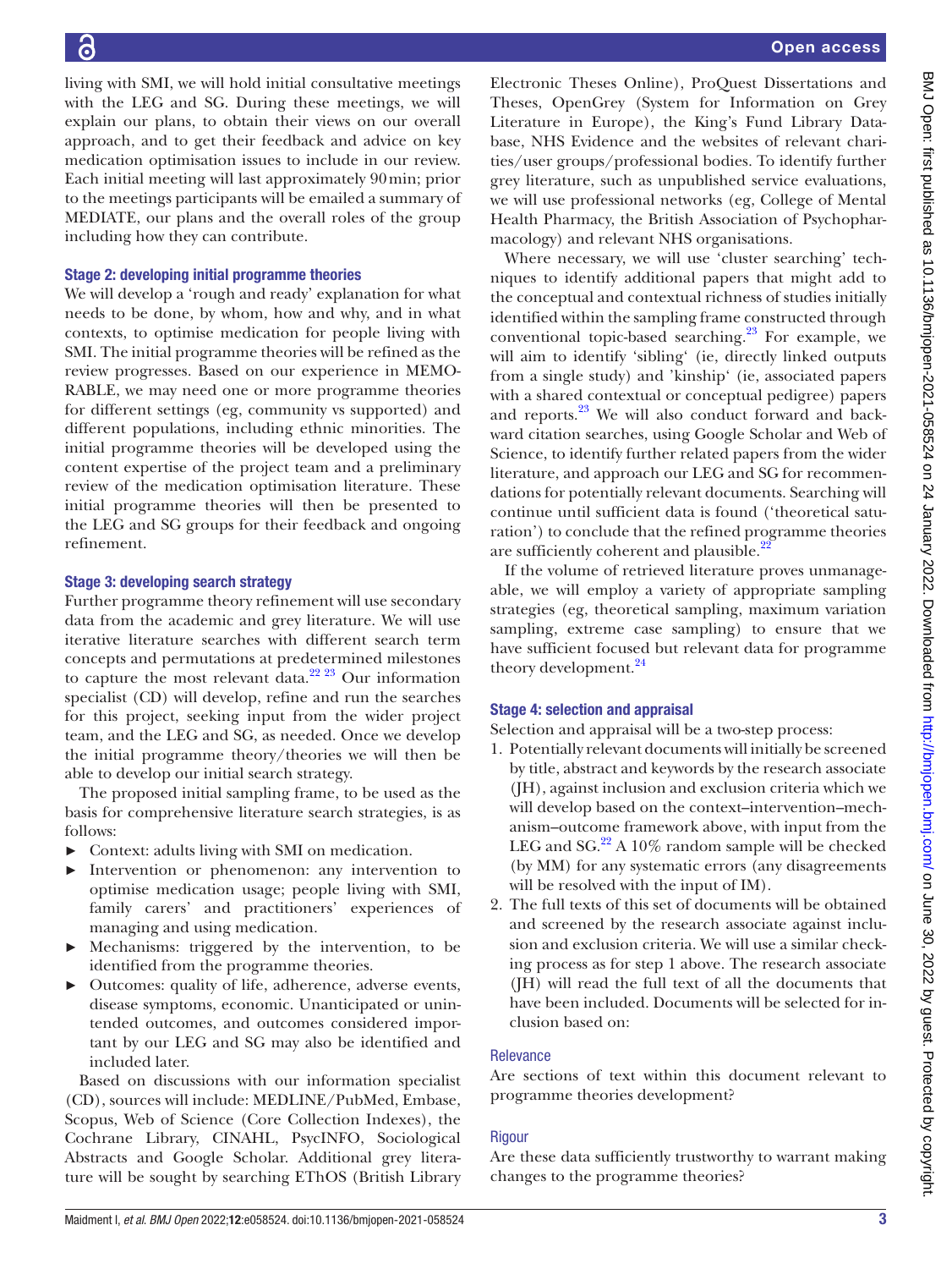living with SMI, we will hold initial consultative meetings with the LEG and SG. During these meetings, we will explain our plans, to obtain their views on our overall approach, and to get their feedback and advice on key medication optimisation issues to include in our review. Each initial meeting will last approximately 90 min; prior to the meetings participants will be emailed a summary of MEDIATE, our plans and the overall roles of the group including how they can contribute.

### Stage 2: developing initial programme theories

We will develop a 'rough and ready' explanation for what needs to be done, by whom, how and why, and in what contexts, to optimise medication for people living with SMI. The initial programme theories will be refined as the review progresses. Based on our experience in MEMORABLE, we may need one or more programme theories for different settings (eg, community vs supported) and different populations, including ethnic minorities. The initial programme theories will be developed using the content expertise of the project team and a preliminary review of the medication optimisation literature. These initial programme theories will then be presented to the LEG and SG groups for their feedback and ongoing refinement.

### Stage 3: developing search strategy

Further programme theory refinement will use secondary data from the academic and grey literature. We will use iterative literature searches with different search term concepts and permutations at predetermined milestones to capture the most relevant data.[22 23] Our information specialist (CD) will develop, refine and run the searches for this project, seeking input from the wider project team, and the LEG and SG, as needed. Once we develop the initial programme theory/theories we will then be able to develop our initial search strategy.

The proposed initial sampling frame, to be used as the basis for comprehensive literature search strategies, is as follows:

- Context: adults living with SMI on medication.
- Intervention or phenomenon: any intervention to optimise medication usage; people living with SMI, family carers' and practitioners' experiences of managing and using medication.
- Mechanisms: triggered by the intervention, to be identified from the programme theories.
- Outcomes: quality of life, adherence, adverse events, disease symptoms, economic. Unanticipated or unintended outcomes, and outcomes considered important by our LEG and SG may also be identified and included later.

Based on discussions with our information specialist (CD), sources will include: MEDLINE/PubMed, Embase, Scopus, Web of Science (Core Collection Indexes), the Cochrane Library, CINAHL, PsycINFO, Sociological Abstracts and Google Scholar. Additional grey literature will be sought by searching EThOS (British Library Electronic Theses Online), ProQuest Dissertations and Theses, OpenGrey (System for Information on Grey Literature in Europe), the King's Fund Library Database, NHS Evidence and the websites of relevant charities/user groups/professional bodies. To identify further grey literature, such as unpublished service evaluations, we will use professional networks (eg, College of Mental Health Pharmacy, the British Association of Psychopharmacology) and relevant NHS organisations.

Where necessary, we will use 'cluster searching' techniques to identify additional papers that might add to the conceptual and contextual richness of studies initially identified within the sampling frame constructed through conventional topic-based searching.[23] For example, we will aim to identify 'sibling' (ie, directly linked outputs from a single study) and 'kinship' (ie, associated papers with a shared contextual or conceptual pedigree) papers and reports.[23] We will also conduct forward and backward citation searches, using Google Scholar and Web of Science, to identify further related papers from the wider literature, and approach our LEG and SG for recommendations for potentially relevant documents. Searching will continue until sufficient data is found ('theoretical saturation') to conclude that the refined programme theories are sufficiently coherent and plausible.[22]

If the volume of retrieved literature proves unmanageable, we will employ a variety of appropriate sampling strategies (eg, theoretical sampling, maximum variation sampling, extreme case sampling) to ensure that we have sufficient focused but relevant data for programme theory development.[24]

### Stage 4: selection and appraisal

Selection and appraisal will be a two-step process:

1. Potentially relevant documents will initially be screened by title, abstract and keywords by the research associate (JH), against inclusion and exclusion criteria which we will develop based on the context–intervention–mechanism–outcome framework above, with input from the LEG and SG.[22] A 10% random sample will be checked (by MM) for any systematic errors (any disagreements will be resolved with the input of IM).
2. The full texts of this set of documents will be obtained and screened by the research associate against inclusion and exclusion criteria. We will use a similar checking process as for step 1 above. The research associate (JH) will read the full text of all the documents that have been included. Documents will be selected for inclusion based on:

#### Relevance

Are sections of text within this document relevant to programme theories development?

#### Rigour

Are these data sufficiently trustworthy to warrant making changes to the programme theories?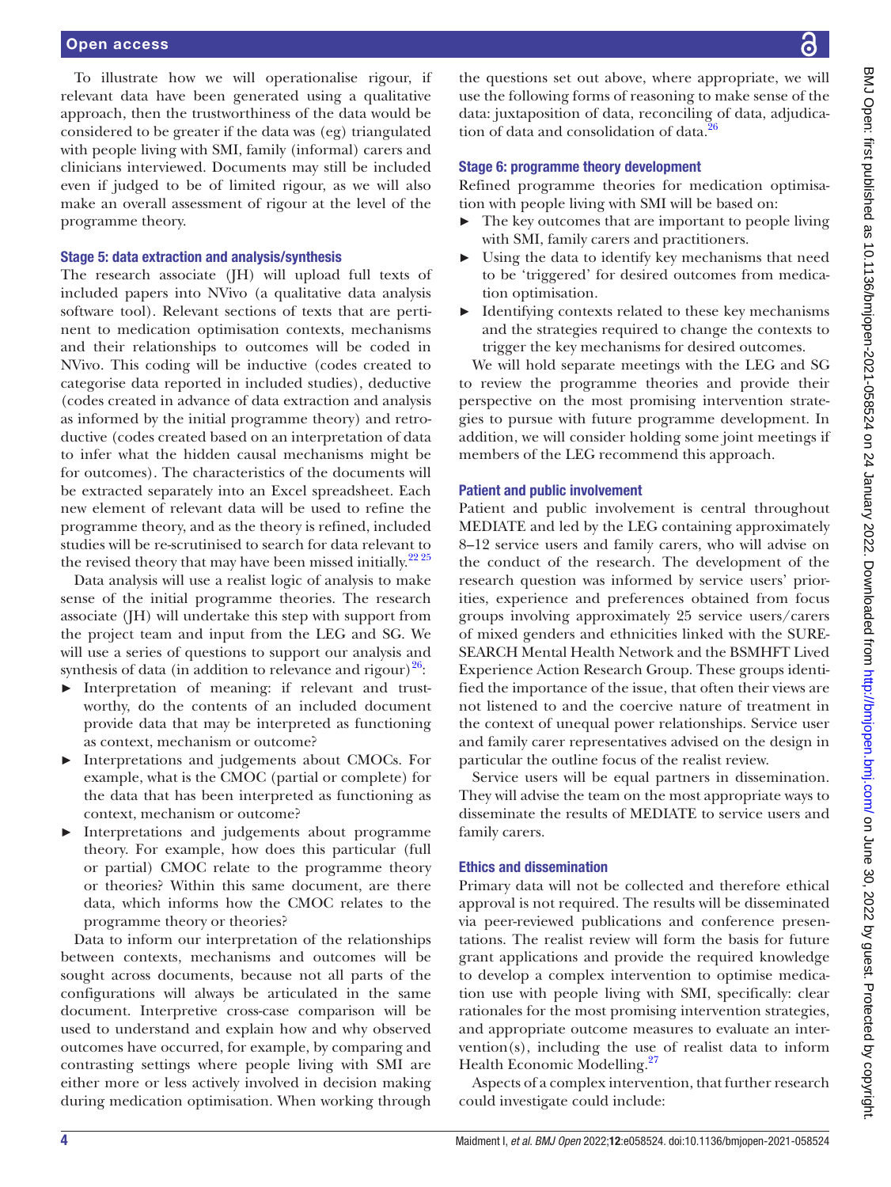To illustrate how we will operationalise rigour, if relevant data have been generated using a qualitative approach, then the trustworthiness of the data would be considered to be greater if the data was (eg) triangulated with people living with SMI, family (informal) carers and clinicians interviewed. Documents may still be included even if judged to be of limited rigour, as we will also make an overall assessment of rigour at the level of the programme theory.

### Stage 5: data extraction and analysis/synthesis

The research associate (JH) will upload full texts of included papers into NVivo (a qualitative data analysis software tool). Relevant sections of texts that are pertinent to medication optimisation contexts, mechanisms and their relationships to outcomes will be coded in NVivo. This coding will be inductive (codes created to categorise data reported in included studies), deductive (codes created in advance of data extraction and analysis as informed by the initial programme theory) and retroductive (codes created based on an interpretation of data to infer what the hidden causal mechanisms might be for outcomes). The characteristics of the documents will be extracted separately into an Excel spreadsheet. Each new element of relevant data will be used to refine the programme theory, and as the theory is refined, included studies will be re-scrutinised to search for data relevant to the revised theory that may have been missed initially.[22 25]

Data analysis will use a realist logic of analysis to make sense of the initial programme theories. The research associate (JH) will undertake this step with support from the project team and input from the LEG and SG. We will use a series of questions to support our analysis and synthesis of data (in addition to relevance and rigour)[26]:

- Interpretation of meaning: if relevant and trustworthy, do the contents of an included document provide data that may be interpreted as functioning as context, mechanism or outcome?
- Interpretations and judgements about CMOCs. For example, what is the CMOC (partial or complete) for the data that has been interpreted as functioning as context, mechanism or outcome?
- Interpretations and judgements about programme theory. For example, how does this particular (full or partial) CMOC relate to the programme theory or theories? Within this same document, are there data, which informs how the CMOC relates to the programme theory or theories?

Data to inform our interpretation of the relationships between contexts, mechanisms and outcomes will be sought across documents, because not all parts of the configurations will always be articulated in the same document. Interpretive cross-case comparison will be used to understand and explain how and why observed outcomes have occurred, for example, by comparing and contrasting settings where people living with SMI are either more or less actively involved in decision making during medication optimisation. When working through the questions set out above, where appropriate, we will use the following forms of reasoning to make sense of the data: juxtaposition of data, reconciling of data, adjudication of data and consolidation of data.[26]

### Stage 6: programme theory development

Refined programme theories for medication optimisation with people living with SMI will be based on:

- The key outcomes that are important to people living with SMI, family carers and practitioners.
- Using the data to identify key mechanisms that need to be 'triggered' for desired outcomes from medication optimisation.
- Identifying contexts related to these key mechanisms and the strategies required to change the contexts to trigger the key mechanisms for desired outcomes.

We will hold separate meetings with the LEG and SG to review the programme theories and provide their perspective on the most promising intervention strategies to pursue with future programme development. In addition, we will consider holding some joint meetings if members of the LEG recommend this approach.

### Patient and public involvement

Patient and public involvement is central throughout MEDIATE and led by the LEG containing approximately 8–12 service users and family carers, who will advise on the conduct of the research. The development of the research question was informed by service users' priorities, experience and preferences obtained from focus groups involving approximately 25 service users/carers of mixed genders and ethnicities linked with the SURE-SEARCH Mental Health Network and the BSMHFT Lived Experience Action Research Group. These groups identified the importance of the issue, that often their views are not listened to and the coercive nature of treatment in the context of unequal power relationships. Service user and family carer representatives advised on the design in particular the outline focus of the realist review.

Service users will be equal partners in dissemination. They will advise the team on the most appropriate ways to disseminate the results of MEDIATE to service users and family carers.

### Ethics and dissemination

Primary data will not be collected and therefore ethical approval is not required. The results will be disseminated via peer-reviewed publications and conference presentations. The realist review will form the basis for future grant applications and provide the required knowledge to develop a complex intervention to optimise medication use with people living with SMI, specifically: clear rationales for the most promising intervention strategies, and appropriate outcome measures to evaluate an intervention(s), including the use of realist data to inform Health Economic Modelling.[27]

Aspects of a complex intervention, that further research could investigate could include: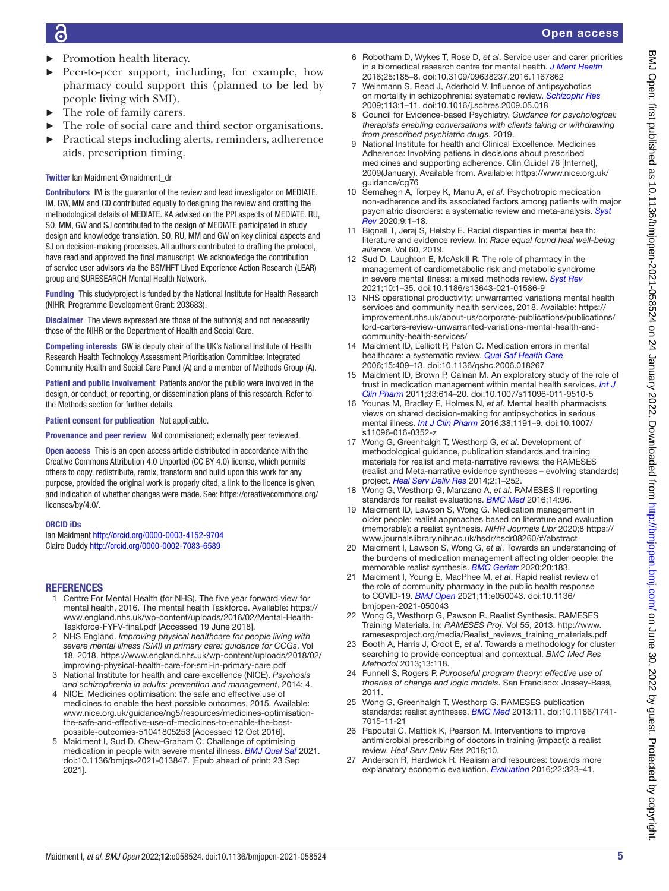- Promotion health literacy.
- Peer-to-peer support, including, for example, how pharmacy could support this (planned to be led by people living with SMI).
- The role of family carers.
- The role of social care and third sector organisations.
- Practical steps including alerts, reminders, adherence aids, prescription timing.

**Twitter** Ian Maidment @maidment_dr

**Contributors** IM is the guarantor of the review and lead investigator on MEDIATE. IM, GW, MM and CD contributed equally to designing the review and drafting the methodological details of MEDIATE. KA advised on the PPI aspects of MEDIATE. RU, SO, MM, GW and SJ contributed to the design of MEDIATE participated in study design and knowledge translation. SO, RU, MM and GW on key clinical aspects and SJ on decision-making processes. All authors contributed to drafting the protocol, have read and approved the final manuscript. We acknowledge the contribution of service user advisors via the BSMHFT Lived Experience Action Research (LEAR) group and SURESEARCH Mental Health Network.

**Funding** This study/project is funded by the National Institute for Health Research (NIHR; Programme Development Grant: 203683).

**Disclaimer** The views expressed are those of the author(s) and not necessarily those of the NIHR or the Department of Health and Social Care.

**Competing interests** GW is deputy chair of the UK's National Institute of Health Research Health Technology Assessment Prioritisation Committee: Integrated Community Health and Social Care Panel (A) and a member of Methods Group (A).

**Patient and public involvement** Patients and/or the public were involved in the design, or conduct, or reporting, or dissemination plans of this research. Refer to the Methods section for further details.

**Patient consent for publication** Not applicable.

**Provenance and peer review** Not commissioned; externally peer reviewed.

**Open access** This is an open access article distributed in accordance with the Creative Commons Attribution 4.0 Unported (CC BY 4.0) license, which permits others to copy, redistribute, remix, transform and build upon this work for any purpose, provided the original work is properly cited, a link to the licence is given, and indication of whether changes were made. See: https://creativecommons.org/licenses/by/4.0/.

**ORCID iDs**

Ian Maidment http://orcid.org/0000-0003-4152-9704
Claire Duddy http://orcid.org/0000-0002-7083-6589

## REFERENCES

1. Centre For Mental Health (for NHS). The five year forward view for mental health, 2016. The mental health Taskforce. Available: https://www.england.nhs.uk/wp-content/uploads/2016/02/Mental-Health-Taskforce-FYFV-final.pdf [Accessed 19 June 2018].
2. NHS England. *Improving physical healthcare for people living with severe mental illness (SMI) in primary care: guidance for CCGs*. Vol 18, 2018. https://www.england.nhs.uk/wp-content/uploads/2018/02/improving-physical-health-care-for-smi-in-primary-care.pdf
3. National Institute for health and care excellence (NICE). *Psychosis and schizophrenia in adults: prevention and management*, 2014: 4.
4. NICE. Medicines optimisation: the safe and effective use of medicines to enable the best possible outcomes, 2015. Available: www.nice.org.uk/guidance/ng5/resources/medicines-optimisation-the-safe-and-effective-use-of-medicines-to-enable-the-best-possible-outcomes-51041805253 [Accessed 12 Oct 2016].
5. Maidment I, Sud D, Chew-Graham C. Challenge of optimising medication in people with severe mental illness. *BMJ Qual Saf* 2021. doi:10.1136/bmjqs-2021-013847. [Epub ahead of print: 23 Sep 2021].
6. Robotham D, Wykes T, Rose D, *et al*. Service user and carer priorities in a biomedical research centre for mental health. *J Ment Health* 2016;25:185–8. doi:10.3109/09638237.2016.1167862
7. Weinmann S, Read J, Aderhold V. Influence of antipsychotics on mortality in schizophrenia: systematic review. *Schizophr Res* 2009;113:1–11. doi:10.1016/j.schres.2009.05.018
8. Council for Evidence-based Psychiatry. *Guidance for psychological: therapists enabling conversations with clients taking or withdrawing from prescribed psychiatric drugs*, 2019.
9. National Institute for health and Clinical Excellence. Medicines Adherence: Involving patiens in decisions about prescribed medicines and supporting adherence. Clin Guidel 76 [Internet], 2009(January). Available from. Available: https://www.nice.org.uk/guidance/cg76
10. Semahegn A, Torpey K, Manu A, *et al*. Psychotropic medication non-adherence and its associated factors among patients with major psychiatric disorders: a systematic review and meta-analysis. *Syst Rev* 2020;9:1–18.
11. Bignall T, Jeraj S, Helsby E. Racial disparities in mental health: literature and evidence review. In: *Race equal found heal well-being alliance*. Vol 60, 2019.
12. Sud D, Laughton E, McAskill R. The role of pharmacy in the management of cardiometabolic risk and metabolic syndrome in severe mental illness: a mixed methods review. *Syst Rev* 2021;10:1–35. doi:10.1186/s13643-021-01586-9
13. NHS operational productivity: unwarranted variations mental health services and community health services, 2018. Available: https://improvement.nhs.uk/about-us/corporate-publications/publications/lord-carters-review-unwarranted-variations-mental-health-and-community-health-services/
14. Maidment ID, Lelliott P, Paton C. Medication errors in mental healthcare: a systematic review. *Qual Saf Health Care* 2006;15:409–13. doi:10.1136/qshc.2006.018267
15. Maidment ID, Brown P, Calnan M. An exploratory study of the role of trust in medication management within mental health services. *Int J Clin Pharm* 2011;33:614–20. doi:10.1007/s11096-011-9510-5
16. Younas M, Bradley E, Holmes N, *et al*. Mental health pharmacists views on shared decision-making for antipsychotics in serious mental illness. *Int J Clin Pharm* 2016;38:1191–9. doi:10.1007/s11096-016-0352-z
17. Wong G, Greenhalgh T, Westhorp G, *et al*. Development of methodological guidance, publication standards and training materials for realist and meta-narrative reviews: the RAMESES (realist and Meta-narrative evidence syntheses – evolving standards) project. *Heal Serv Deliv Res* 2014;2:1–252.
18. Wong G, Westhorp G, Manzano A, *et al*. RAMESES II reporting standards for realist evaluations. *BMC Med* 2016;14:96.
19. Maidment ID, Lawson S, Wong G. Medication management in older people: realist approaches based on literature and evaluation (memorable): a realist synthesis. *NIHR Journals Libr* 2020;8 https://www.journalslibrary.nihr.ac.uk/hsdr/hsdr08260/#/abstract
20. Maidment I, Lawson S, Wong G, *et al*. Towards an understanding of the burdens of medication management affecting older people: the memorable realist synthesis. *BMC Geriatr* 2020;20:183.
21. Maidment I, Young E, MacPhee M, *et al*. Rapid realist review of the role of community pharmacy in the public health response to COVID-19. *BMJ Open* 2021;11:e050043. doi:10.1136/bmjopen-2021-050043
22. Wong G, Westhorp G, Pawson R. Realist Synthesis. RAMESES Training Materials. In: *RAMESES Proj*. Vol 55, 2013. http://www.ramesesproject.org/media/Realist_reviews_training_materials.pdf
23. Booth A, Harris J, Croot E, *et al*. Towards a methodology for cluster searching to provide conceptual and contextual. *BMC Med Res Methodol* 2013;13:118.
24. Funnell S, Rogers P. *Purposeful program theory: effective use of thoeries of change and logic models*. San Francisco: Jossey-Bass, 2011.
25. Wong G, Greenhalgh T, Westhorp G. RAMESES publication standards: realist syntheses. *BMC Med* 2013;11. doi:10.1186/1741-7015-11-21
26. Papoutsi C, Mattick K, Pearson M. Interventions to improve antimicrobial prescribing of doctors in training (impact): a realist review. *Heal Serv Deliv Res* 2018;10.
27. Anderson R, Hardwick R. Realism and resources: towards more explanatory economic evaluation. *Evaluation* 2016;22:323–41.